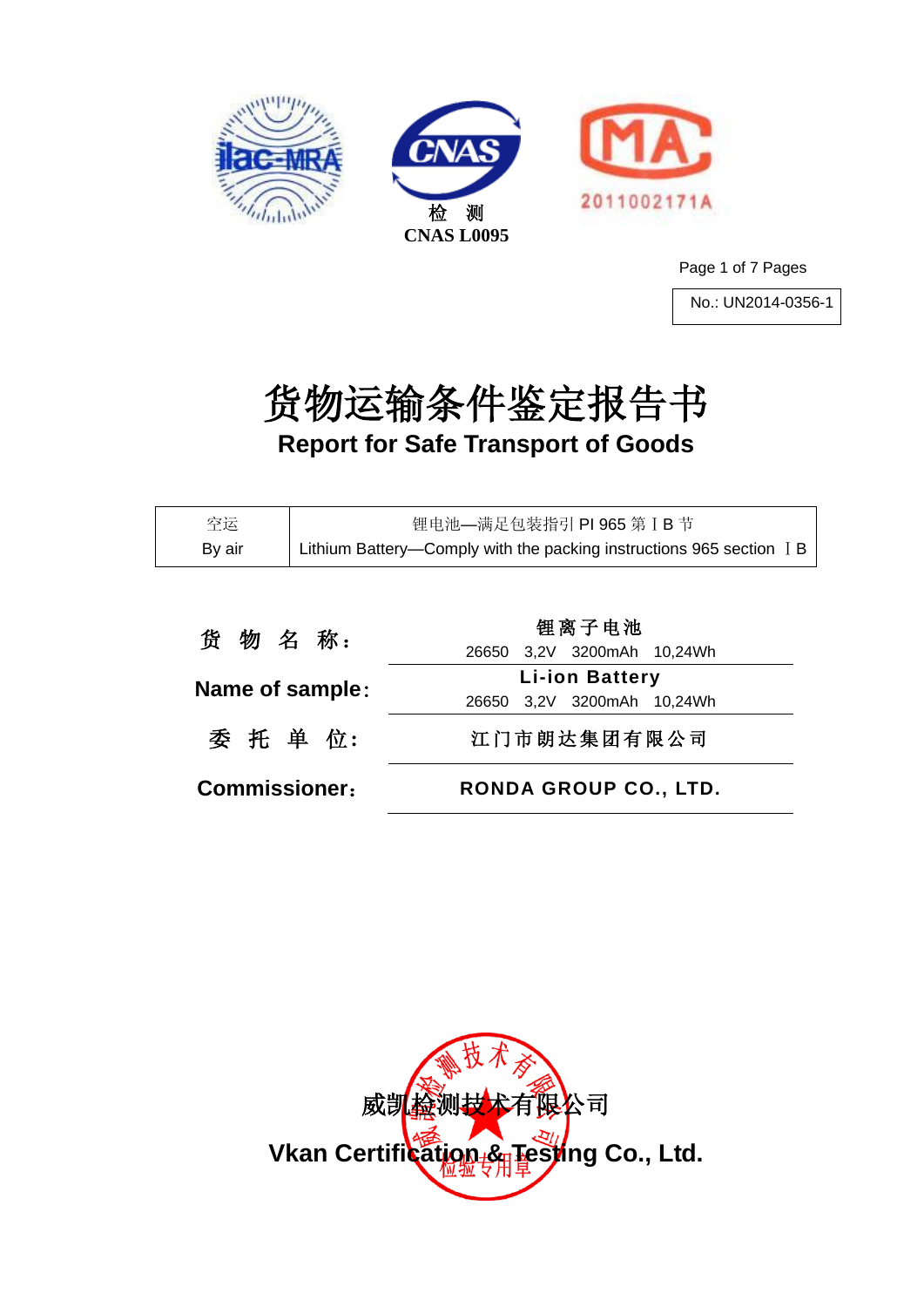检 测
CNAS L0095

2011002171A

No.: UN2014-0356-1

# 货物运输条件鉴定报告书

## Report for Safe Transport of Goods

| 空运<br>By air | 锂电池—满足包装指引 PI 965 第ⅠB 节<br>Lithium Battery—Comply with the packing instructions 965 section ⅠB |
|---|---|

| | |
|---|---|
| 货 物 名 称： | 锂离子电池<br>26650 3,2V 3200mAh 10,24Wh |
| Name of sample： | Li-ion Battery<br>26650 3,2V 3200mAh 10,24Wh |
| 委 托 单 位： | 江门市朗达集团有限公司 |
| Commissioner： | RONDA GROUP CO., LTD. |

威凯检测技术有限公司

**Vkan Certification & Testing Co., Ltd.**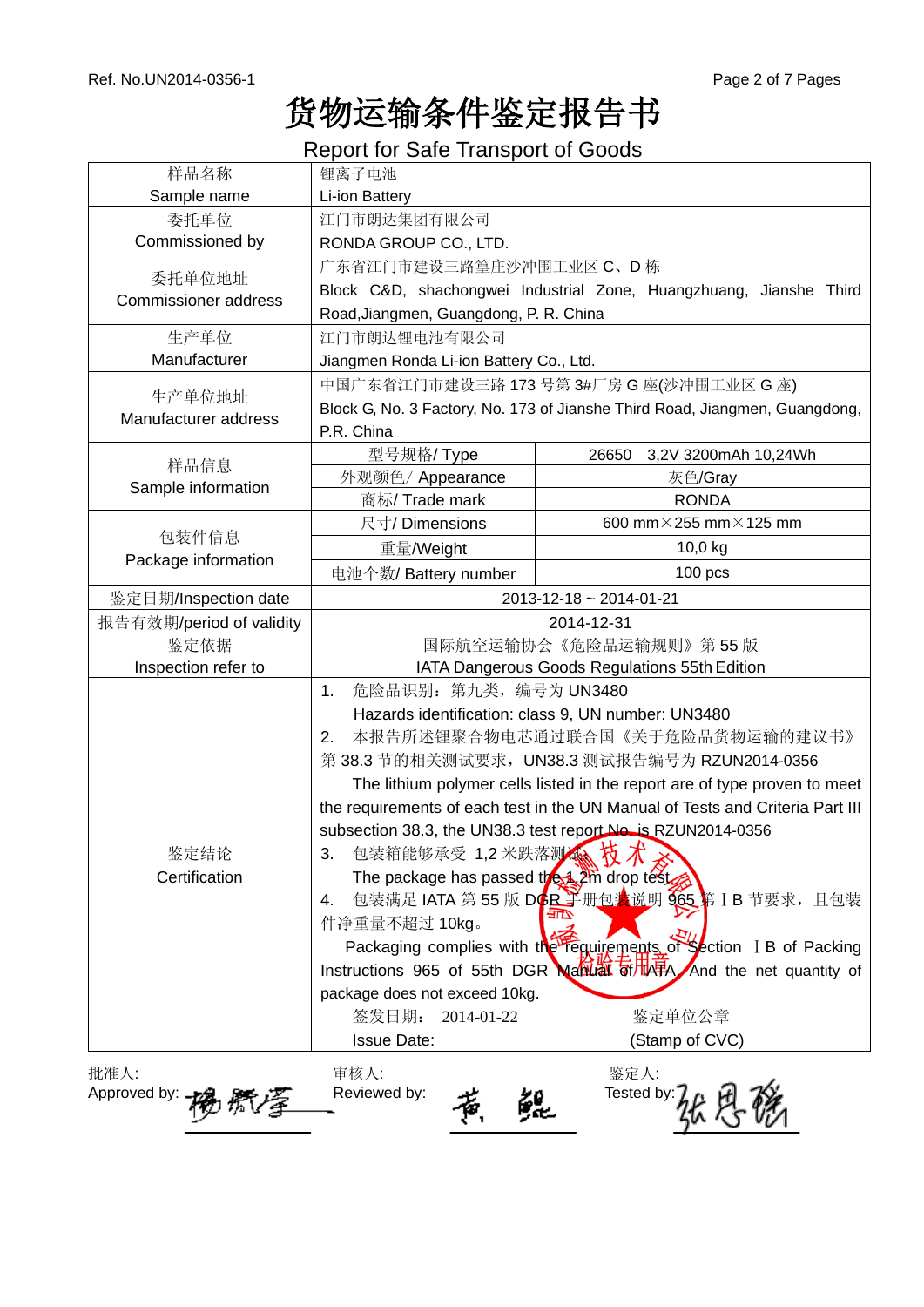# 货物运输条件鉴定报告书

## Report for Safe Transport of Goods

Ref. No.UN2014-0356-1

| 样品名称<br>Sample name | 锂离子电池<br>Li-ion Battery | |
|---|---|---|
| 委托单位<br>Commissioned by | 江门市朗达集团有限公司<br>RONDA GROUP CO., LTD. | |
| 委托单位地址<br>Commissioner address | 广东省江门市建设三路篁庄沙冲围工业区 C、D 栋<br>Block C&D, shachongwei Industrial Zone, Huangzhuang, Jianshe Third Road,Jiangmen, Guangdong, P. R. China | |
| 生产单位<br>Manufacturer | 江门市朗达锂电池有限公司<br>Jiangmen Ronda Li-ion Battery Co., Ltd. | |
| 生产单位地址<br>Manufacturer address | 中国广东省江门市建设三路 173 号第 3#厂房 G 座(沙冲围工业区 G 座)<br>Block G, No. 3 Factory, No. 173 of Jianshe Third Road, Jiangmen, Guangdong, P.R. China | |
| 样品信息<br>Sample information | 型号规格/ Type | 26650 3,2V 3200mAh 10,24Wh |
| | 外观颜色/ Appearance | 灰色/Gray |
| | 商标/ Trade mark | RONDA |
| 包装件信息<br>Package information | 尺寸/ Dimensions | 600 mm×255 mm×125 mm |
| | 重量/Weight | 10,0 kg |
| | 电池个数/ Battery number | 100 pcs |
| 鉴定日期/Inspection date | 2013-12-18 ~ 2014-01-21 | |
| 报告有效期/period of validity | 2014-12-31 | |
| 鉴定依据<br>Inspection refer to | 国际航空运输协会《危险品运输规则》第 55 版<br>IATA Dangerous Goods Regulations 55th Edition | |
| 鉴定结论<br>Certification | 1. 危险品识别：第九类，编号为 UN3480<br>Hazards identification: class 9, UN number: UN3480<br>2. 本报告所述锂聚合物电芯通过联合国《关于危险品货物运输的建议书》第 38.3 节的相关测试要求，UN38.3 测试报告编号为 RZUN2014-0356<br>The lithium polymer cells listed in the report are of type proven to meet the requirements of each test in the UN Manual of Tests and Criteria Part III subsection 38.3, the UN38.3 test report No. is RZUN2014-0356<br>3. 包装箱能够承受 1,2 米跌落测试<br>The package has passed the 1,2m drop test<br>4. 包装满足 IATA 第 55 版 DGR 手册包装说明 965 第 I B 节要求，且包装件净重量不超过 10kg。<br>Packaging complies with the requirements of Section I B of Packing Instructions 965 of 55th DGR Manual of IATA, And the net quantity of package does not exceed 10kg.<br>签发日期： 2014-01-22 鉴定单位公章<br>Issue Date: (Stamp of CVC) | |

批准人:
Approved by: [signature]

审核人:
Reviewed by: [signature]

鉴定人:
Tested by: [signature]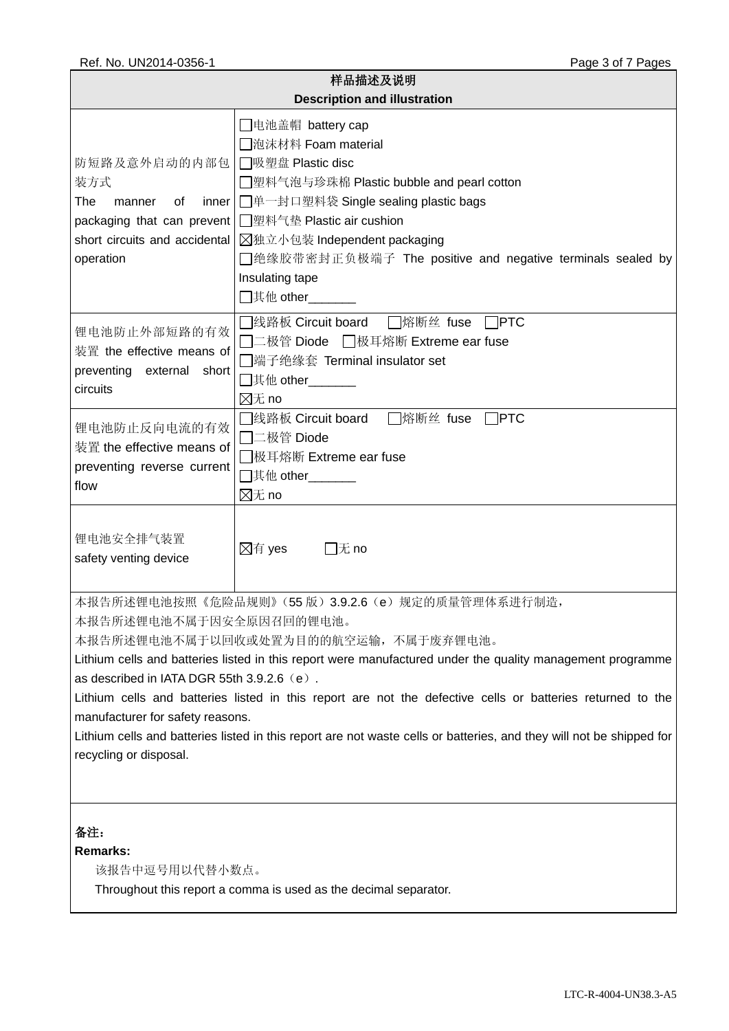| 样品描述及说明<br>Description and illustration | |
|---|---|
| 防短路及意外启动的内部包装方式<br>The manner of inner packaging that can prevent short circuits and accidental operation | ☐电池盖帽 battery cap<br>☐泡沫材料 Foam material<br>☐吸塑盘 Plastic disc<br>☐塑料气泡与珍珠棉 Plastic bubble and pearl cotton<br>☐单一封口塑料袋 Single sealing plastic bags<br>☐塑料气垫 Plastic air cushion<br>☒独立小包装 Independent packaging<br>☐绝缘胶带密封正负极端子 The positive and negative terminals sealed by Insulating tape<br>☐其他 other_______ |
| 锂电池防止外部短路的有效装置 the effective means of preventing external short circuits | ☐线路板 Circuit board ☐熔断丝 fuse ☐PTC<br>☐二极管 Diode ☐极耳熔断 Extreme ear fuse<br>☐端子绝缘套 Terminal insulator set<br>☐其他 other_______<br>☒无 no |
| 锂电池防止反向电流的有效装置 the effective means of preventing reverse current flow | ☐线路板 Circuit board ☐熔断丝 fuse ☐PTC<br>☐二极管 Diode<br>☐极耳熔断 Extreme ear fuse<br>☐其他 other_______<br>☒无 no |
| 锂电池安全排气装置<br>safety venting device | ☒有 yes ☐无 no |

本报告所述锂电池按照《危险品规则》(55 版) 3.9.2.6（e）规定的质量管理体系进行制造，
本报告所述锂电池不属于因安全原因召回的锂电池。
本报告所述锂电池不属于以回收或处置为目的的航空运输，不属于废弃锂电池。

Lithium cells and batteries listed in this report were manufactured under the quality management programme as described in IATA DGR 55th 3.9.2.6（e）.

Lithium cells and batteries listed in this report are not the defective cells or batteries returned to the manufacturer for safety reasons.

Lithium cells and batteries listed in this report are not waste cells or batteries, and they will not be shipped for recycling or disposal.

**备注：**
**Remarks:**

该报告中逗号用以代替小数点。

Throughout this report a comma is used as the decimal separator.

LTC-R-4004-UN38.3-A5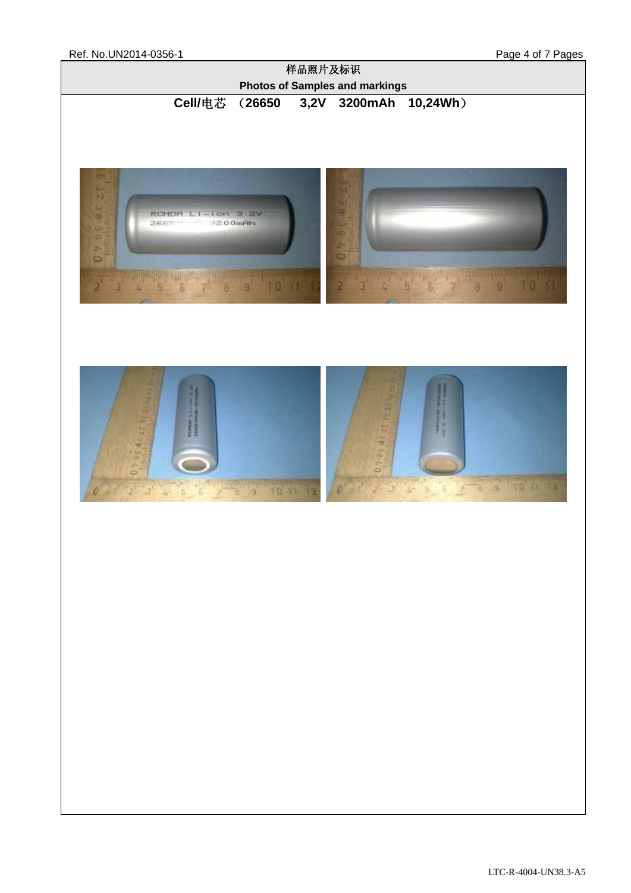## 样品照片及标识

## Photos of Samples and markings

**Cell/电芯 （26650　3,2V　3200mAh　10,24Wh）**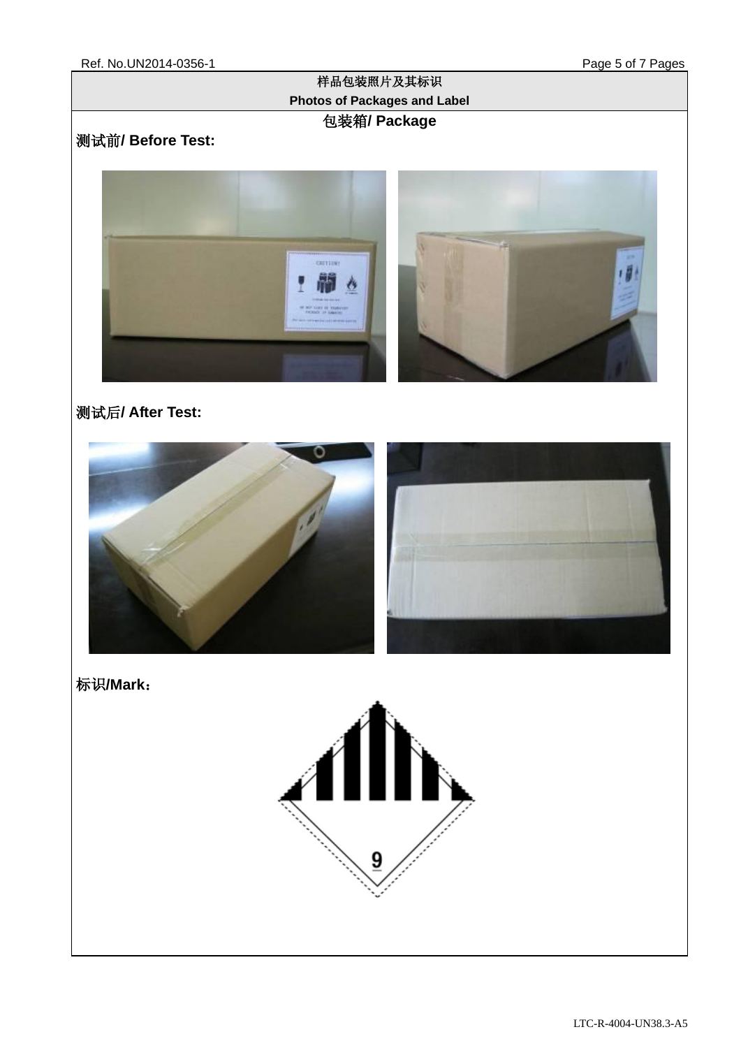## 样品包装照片及其标识
## Photos of Packages and Label

### 包装箱/ Package

**测试前/ Before Test:**

**测试后/ After Test:**

**标识/Mark：**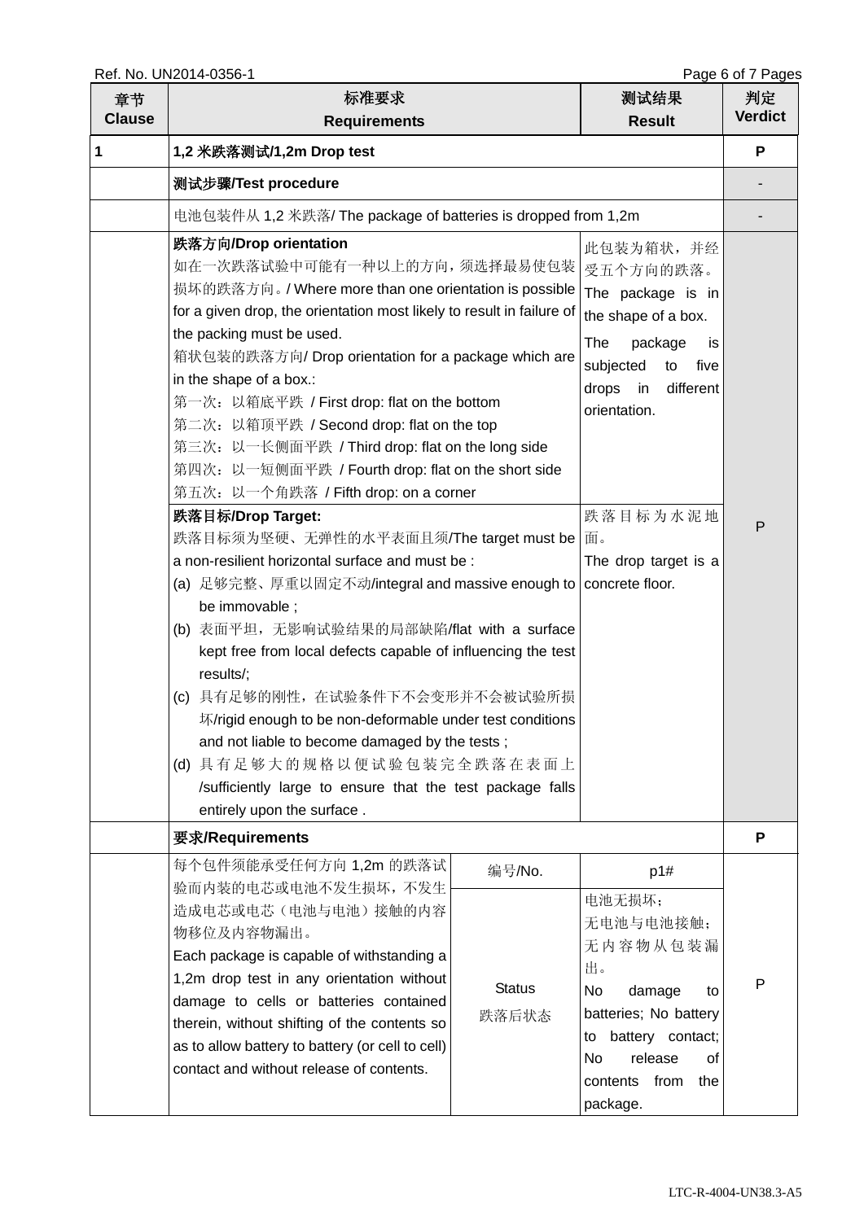| 章节<br>Clause | 标准要求<br>Requirements | | 测试结果<br>Result | 判定<br>Verdict |
|---|---|---|---|---|
| 1 | **1,2 米跌落测试/1,2m Drop test** | | | P |
| | **测试步骤/Test procedure** | | | - |
| | 电池包装件从 1,2 米跌落/ The package of batteries is dropped from 1,2m | | | - |
| | **跌落方向/Drop orientation**<br>如在一次跌落试验中可能有一种以上的方向，须选择最易使包装损坏的跌落方向。/ Where more than one orientation is possible for a given drop, the orientation most likely to result in failure of the packing must be used.<br>箱状包装的跌落方向/ Drop orientation for a package which are in the shape of a box.:<br>第一次：以箱底平跌 / First drop: flat on the bottom<br>第二次：以箱顶平跌 / Second drop: flat on the top<br>第三次：以一长侧面平跌 / Third drop: flat on the long side<br>第四次：以一短侧面平跌 / Fourth drop: flat on the short side<br>第五次：以一个角跌落 / Fifth drop: on a corner | | 此包装为箱状，并经受五个方向的跌落。<br>The package is in the shape of a box.<br>The package is subjected to five drops in different orientation. | P |
| | **跌落目标/Drop Target:**<br>跌落目标须为坚硬、无弹性的水平表面且须/The target must be a non-resilient horizontal surface and must be :<br>(a) 足够完整、厚重以固定不动/integral and massive enough to be immovable ;<br>(b) 表面平坦，无影响试验结果的局部缺陷/flat with a surface kept free from local defects capable of influencing the test results/;<br>(c) 具有足够的刚性，在试验条件下不会变形并不会被试验所损坏/rigid enough to be non-deformable under test conditions and not liable to become damaged by the tests ;<br>(d) 具有足够大的规格以便试验包装完全跌落在表面上/sufficiently large to ensure that the test package falls entirely upon the surface . | | 跌落目标为水泥地面。<br>The drop target is a concrete floor. | |
| | **要求/Requirements** | | | P |
| | 每个包件须能承受任何方向 1,2m 的跌落试验而内装的电芯或电池不发生损坏，不发生造成电芯或电芯（电池与电池）接触的内容物移位及内容物漏出。<br>Each package is capable of withstanding a 1,2m drop test in any orientation without damage to cells or batteries contained therein, without shifting of the contents so as to allow battery to battery (or cell to cell) contact and without release of contents. | 编号/No. | p1# | P |
| | | Status<br>跌落后状态 | 电池无损坏；<br>无电池与电池接触；<br>无内容物从包装漏出。<br>No damage to batteries; No battery to battery contact; No release of contents from the package. | |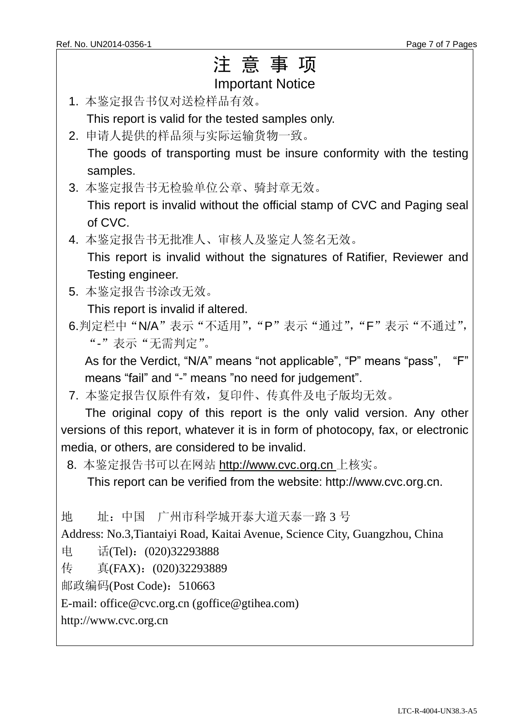# 注 意 事 项

## Important Notice

1. 本鉴定报告书仅对送检样品有效。

   This report is valid for the tested samples only.

2. 申请人提供的样品须与实际运输货物一致。

   The goods of transporting must be insure conformity with the testing samples.

3. 本鉴定报告书无检验单位公章、骑封章无效。

   This report is invalid without the official stamp of CVC and Paging seal of CVC.

4. 本鉴定报告书无批准人、审核人及鉴定人签名无效。

   This report is invalid without the signatures of Ratifier, Reviewer and Testing engineer.

5. 本鉴定报告书涂改无效。

   This report is invalid if altered.

6. 判定栏中"N/A"表示"不适用","P"表示"通过","F"表示"不通过","-"表示"无需判定"。

   As for the Verdict, "N/A" means "not applicable", "P" means "pass", "F" means "fail" and "-" means "no need for judgement".

7. 本鉴定报告仅原件有效，复印件、传真件及电子版均无效。

   The original copy of this report is the only valid version. Any other versions of this report, whatever it is in form of photocopy, fax, or electronic media, or others, are considered to be invalid.

8. 本鉴定报告书可以在网站 http://www.cvc.org.cn 上核实。

   This report can be verified from the website: http://www.cvc.org.cn.

地　　址：中国　广州市科学城开泰大道天泰一路 3 号

Address: No.3,Tiantaiyi Road, Kaitai Avenue, Science City, Guangzhou, China

电　　话(Tel)：(020)32293888

传　　真(FAX)：(020)32293889

邮政编码(Post Code)：510663

E-mail: office@cvc.org.cn (goffice@gtihea.com)

http://www.cvc.org.cn

LTC-R-4004-UN38.3-A5